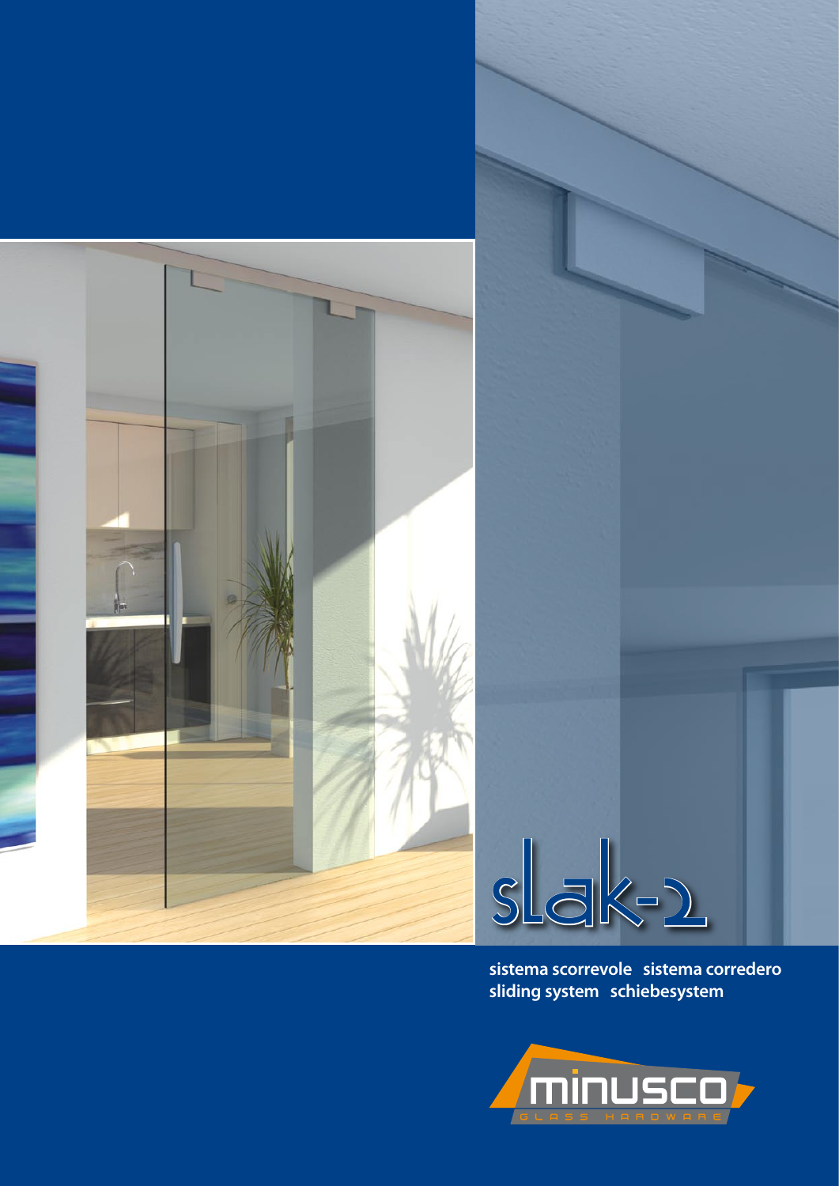# slak-2

**sistema scorrevole sistema corredero**
**sliding system schiebesystem**

minusco
GLASS HARDWARE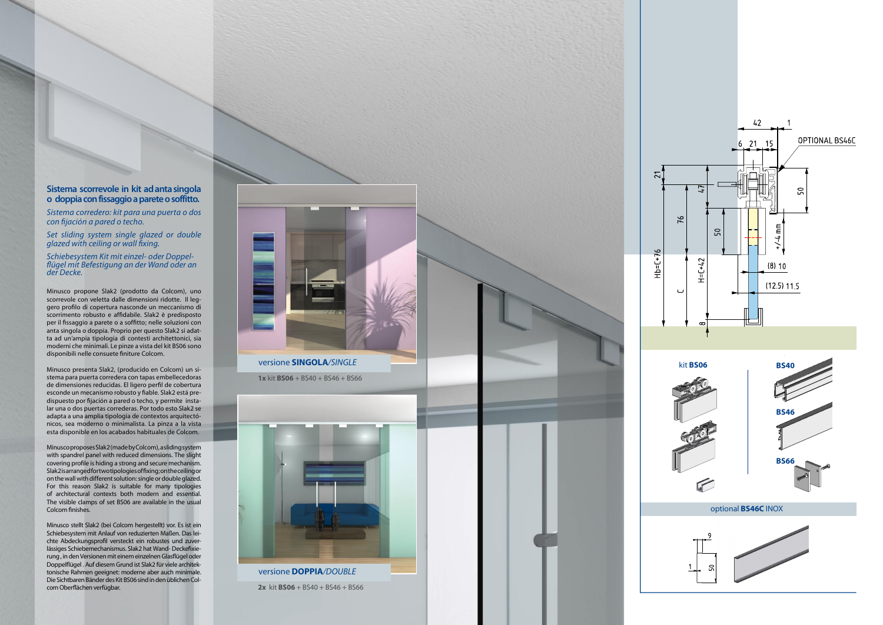## Sistema scorrevole in kit ad anta singola o doppia con fissaggio a parete o soffitto.

*Sistema corredero: kit para una puerta o dos con fijación a pared o techo.*

*Set sliding system single glazed or double glazed with ceiling or wall fixing.*

*Schiebesystem Kit mit einzel- oder Doppelflügel mit Befestigung an der Wand oder an der Decke.*

Minusco propone Slak2 (prodotto da Colcom), uno scorrevole con veletta dalle dimensioni ridotte. Il leggero profilo di copertura nasconde un meccanismo di scorrimento robusto e affidabile. Slak2 è predisposto per il fissaggio a parete o a soffitto; nelle soluzioni con anta singola o doppia. Proprio per questo Slak2 si adatta ad un'ampia tipologia di contesti architettonici, sia moderni che minimali. Le pinze a vista del kit BS06 sono disponibili nelle consuete finiture Colcom.

Minusco presenta Slak2, (producido en Colcom) un sistema para puerta corredera con tapas embellecedoras de dimensiones reducidas. El ligero perfil de cobertura esconde un mecanismo robusto y fiable. Slak2 está predispuesto por fijación a pared o techo, y permite instalar una o dos puertas correderas. Por todo esto Slak2 se adapta a una amplia tipologia de contextos arquitectónicos, sea moderno o minimalista. La pinza a la vista esta disponible en los acabados habituales de Colcom.

Minusco proposes Slak2 (made by Colcom), a sliding system with spandrel panel with reduced dimensions. The slight covering profile is hiding a strong and secure mechanism. Slak2 is arranged for two tipologies of fixing; on the ceiling or on the wall with different solution: single or double glazed. For this reason Slak2 is suitable for many tipologies of architectural contexts both modern and essential. The visible clamps of set BS06 are available in the usual Colcom finishes.

Minusco stellt Slak2 (bei Colcom hergestellt) vor. Es ist ein Schiebesystem mit Anlauf von reduzierten Maßen. Das leichte Abdeckungsprofil versteckt ein robustes und zuverlässiges Schiebemechanismus. Slak2 hat Wand- Deckefixierung, in den Versionen mit einem einzelnen Glasflügel oder Doppelflügel . Auf diesem Grund ist Slak2 für viele architektonische Rahmen geeignet: moderne aber auch minimale. Die Sichtbaren Bänder des Kit BS06 sind in den üblichen Colcom Oberflächen verfügbar.

versione **SINGOLA**/*SINGLE*

**1x** kit **BS06** + BS40 + BS46 + BS66

versione **DOPPIA**/*DOUBLE*

**2x** kit **BS06** + BS40 + BS46 + BS66

42 · 1 · 6 · 21 · 15 · OPTIONAL BS46C · 21 · 47 · 50 · 76 · 50 · +/-4 mm · (8) 10 · (12.5) 11.5 · Hb=C+76 · C · H=C+42 · 8

kit **BS06**

**BS40**

**BS46**

**BS66**

optional **BS46C** INOX

9 · 1 · 50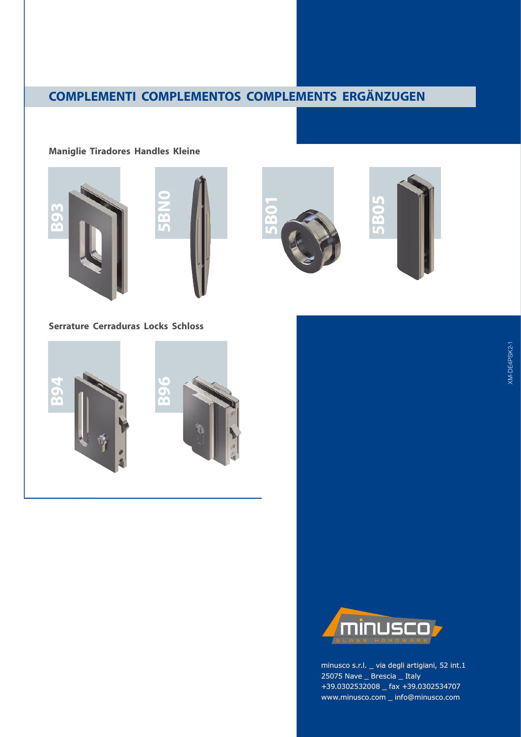# COMPLEMENTI COMPLEMENTOS COMPLEMENTS ERGÄNZUGEN

## Maniglie Tiradores Handles Kleine

B93

5BN0

5B01

5B05

## Serrature Cerraduras Locks Schloss

B94

B96

XM-DE4PSK2-1

minusco s.r.l. _ via degli artigiani, 52 int.1
25075 Nave _ Brescia _ Italy
+39.0302532008 _ fax +39.0302534707
www.minusco.com _ info@minusco.com